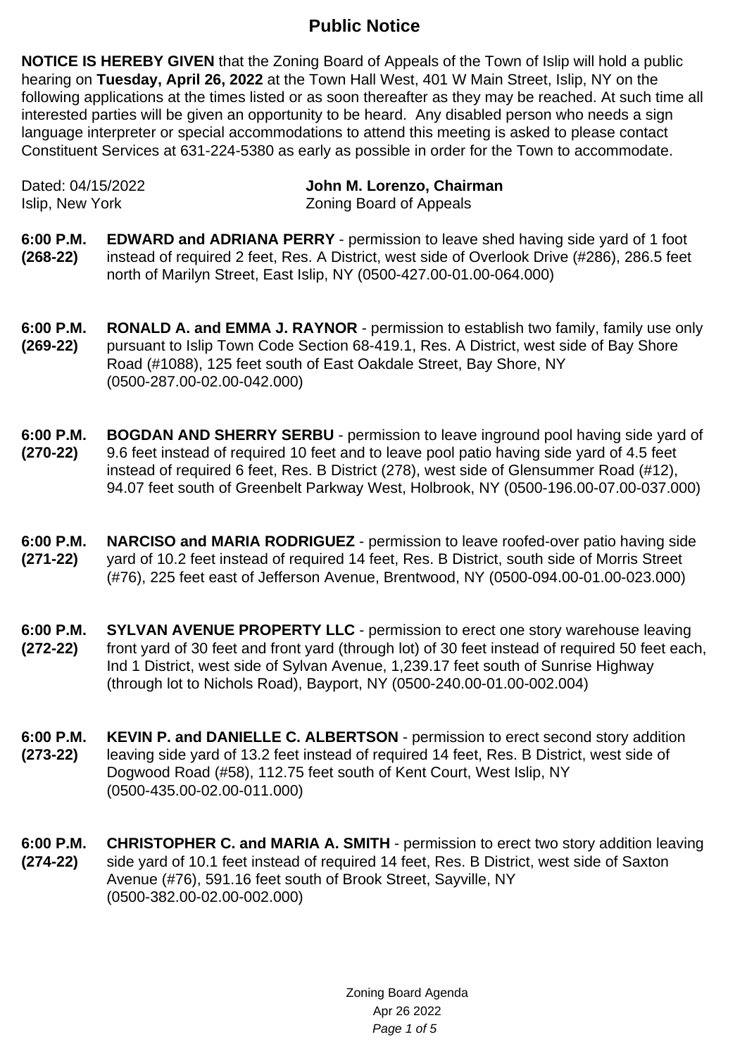# Public Notice

**NOTICE IS HEREBY GIVEN** that the Zoning Board of Appeals of the Town of Islip will hold a public hearing on **Tuesday, April 26, 2022** at the Town Hall West, 401 W Main Street, Islip, NY on the following applications at the times listed or as soon thereafter as they may be reached. At such time all interested parties will be given an opportunity to be heard. Any disabled person who needs a sign language interpreter or special accommodations to attend this meeting is asked to please contact Constituent Services at 631-224-5380 as early as possible in order for the Town to accommodate.

Dated: 04/15/2022
Islip, New York

**John M. Lorenzo, Chairman**
Zoning Board of Appeals

**6:00 P.M. (268-22)** **EDWARD and ADRIANA PERRY** - permission to leave shed having side yard of 1 foot instead of required 2 feet, Res. A District, west side of Overlook Drive (#286), 286.5 feet north of Marilyn Street, East Islip, NY (0500-427.00-01.00-064.000)

**6:00 P.M. (269-22)** **RONALD A. and EMMA J. RAYNOR** - permission to establish two family, family use only pursuant to Islip Town Code Section 68-419.1, Res. A District, west side of Bay Shore Road (#1088), 125 feet south of East Oakdale Street, Bay Shore, NY (0500-287.00-02.00-042.000)

**6:00 P.M. (270-22)** **BOGDAN AND SHERRY SERBU** - permission to leave inground pool having side yard of 9.6 feet instead of required 10 feet and to leave pool patio having side yard of 4.5 feet instead of required 6 feet, Res. B District (278), west side of Glensummer Road (#12), 94.07 feet south of Greenbelt Parkway West, Holbrook, NY (0500-196.00-07.00-037.000)

**6:00 P.M. (271-22)** **NARCISO and MARIA RODRIGUEZ** - permission to leave roofed-over patio having side yard of 10.2 feet instead of required 14 feet, Res. B District, south side of Morris Street (#76), 225 feet east of Jefferson Avenue, Brentwood, NY (0500-094.00-01.00-023.000)

**6:00 P.M. (272-22)** **SYLVAN AVENUE PROPERTY LLC** - permission to erect one story warehouse leaving front yard of 30 feet and front yard (through lot) of 30 feet instead of required 50 feet each, Ind 1 District, west side of Sylvan Avenue, 1,239.17 feet south of Sunrise Highway (through lot to Nichols Road), Bayport, NY (0500-240.00-01.00-002.004)

**6:00 P.M. (273-22)** **KEVIN P. and DANIELLE C. ALBERTSON** - permission to erect second story addition leaving side yard of 13.2 feet instead of required 14 feet, Res. B District, west side of Dogwood Road (#58), 112.75 feet south of Kent Court, West Islip, NY (0500-435.00-02.00-011.000)

**6:00 P.M. (274-22)** **CHRISTOPHER C. and MARIA A. SMITH** - permission to erect two story addition leaving side yard of 10.1 feet instead of required 14 feet, Res. B District, west side of Saxton Avenue (#76), 591.16 feet south of Brook Street, Sayville, NY (0500-382.00-02.00-002.000)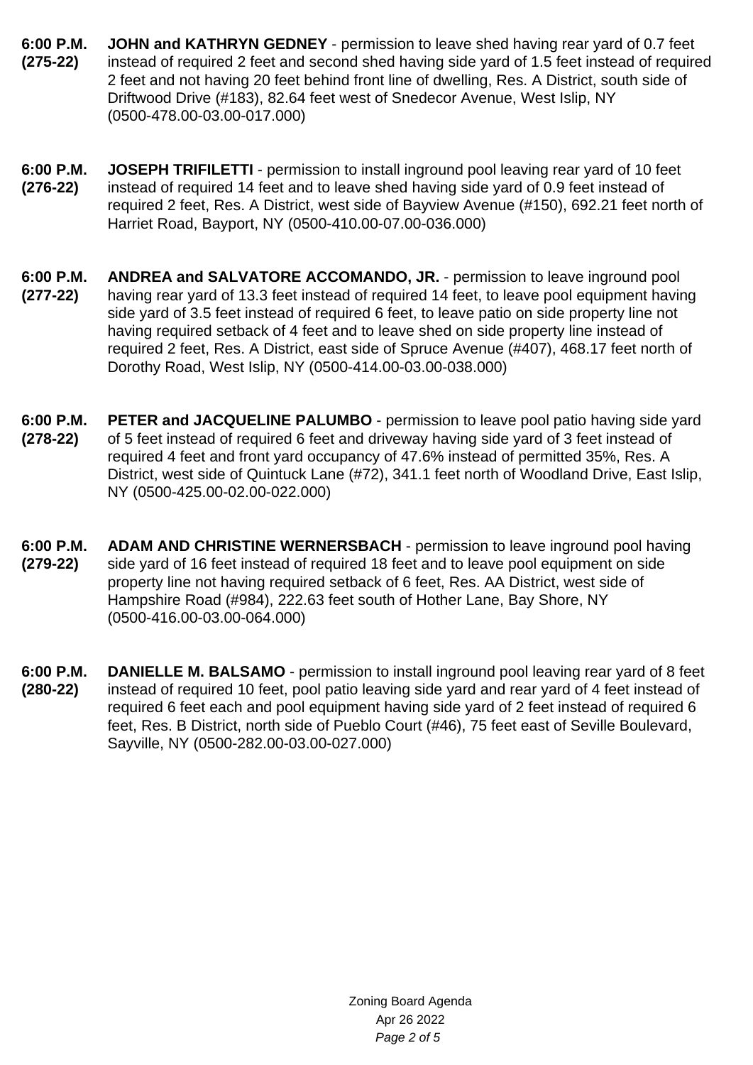**6:00 P.M.**
**(275-22)**

**JOHN and KATHRYN GEDNEY** - permission to leave shed having rear yard of 0.7 feet instead of required 2 feet and second shed having side yard of 1.5 feet instead of required 2 feet and not having 20 feet behind front line of dwelling, Res. A District, south side of Driftwood Drive (#183), 82.64 feet west of Snedecor Avenue, West Islip, NY (0500-478.00-03.00-017.000)

**6:00 P.M.**
**(276-22)**

**JOSEPH TRIFILETTI** - permission to install inground pool leaving rear yard of 10 feet instead of required 14 feet and to leave shed having side yard of 0.9 feet instead of required 2 feet, Res. A District, west side of Bayview Avenue (#150), 692.21 feet north of Harriet Road, Bayport, NY (0500-410.00-07.00-036.000)

**6:00 P.M.**
**(277-22)**

**ANDREA and SALVATORE ACCOMANDO, JR.** - permission to leave inground pool having rear yard of 13.3 feet instead of required 14 feet, to leave pool equipment having side yard of 3.5 feet instead of required 6 feet, to leave patio on side property line not having required setback of 4 feet and to leave shed on side property line instead of required 2 feet, Res. A District, east side of Spruce Avenue (#407), 468.17 feet north of Dorothy Road, West Islip, NY (0500-414.00-03.00-038.000)

**6:00 P.M.**
**(278-22)**

**PETER and JACQUELINE PALUMBO** - permission to leave pool patio having side yard of 5 feet instead of required 6 feet and driveway having side yard of 3 feet instead of required 4 feet and front yard occupancy of 47.6% instead of permitted 35%, Res. A District, west side of Quintuck Lane (#72), 341.1 feet north of Woodland Drive, East Islip, NY (0500-425.00-02.00-022.000)

**6:00 P.M.**
**(279-22)**

**ADAM AND CHRISTINE WERNERSBACH** - permission to leave inground pool having side yard of 16 feet instead of required 18 feet and to leave pool equipment on side property line not having required setback of 6 feet, Res. AA District, west side of Hampshire Road (#984), 222.63 feet south of Hother Lane, Bay Shore, NY (0500-416.00-03.00-064.000)

**6:00 P.M.**
**(280-22)**

**DANIELLE M. BALSAMO** - permission to install inground pool leaving rear yard of 8 feet instead of required 10 feet, pool patio leaving side yard and rear yard of 4 feet instead of required 6 feet each and pool equipment having side yard of 2 feet instead of required 6 feet, Res. B District, north side of Pueblo Court (#46), 75 feet east of Seville Boulevard, Sayville, NY (0500-282.00-03.00-027.000)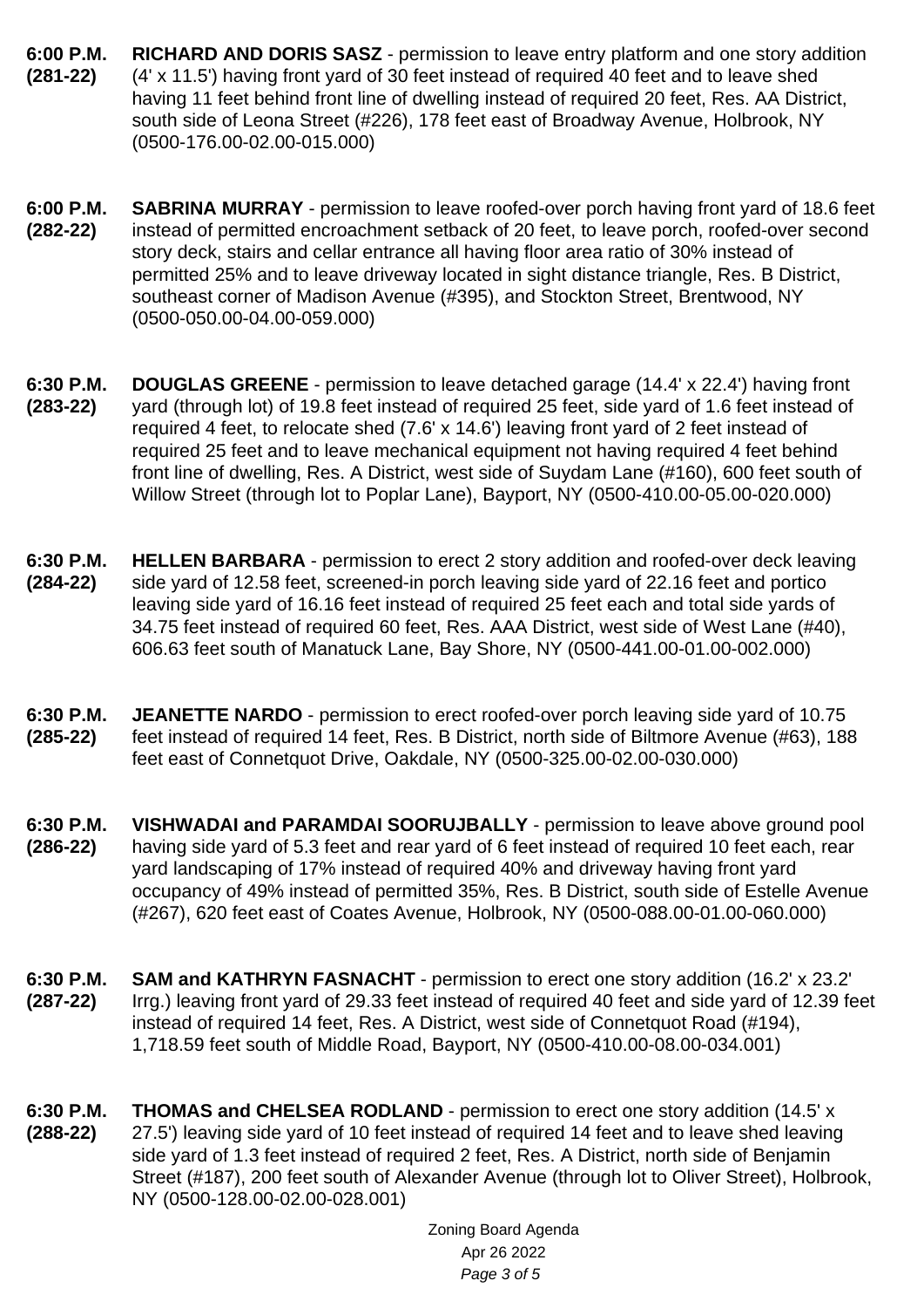**6:00 P.M. (281-22)** **RICHARD AND DORIS SASZ** - permission to leave entry platform and one story addition (4' x 11.5') having front yard of 30 feet instead of required 40 feet and to leave shed having 11 feet behind front line of dwelling instead of required 20 feet, Res. AA District, south side of Leona Street (#226), 178 feet east of Broadway Avenue, Holbrook, NY (0500-176.00-02.00-015.000)

**6:00 P.M. (282-22)** **SABRINA MURRAY** - permission to leave roofed-over porch having front yard of 18.6 feet instead of permitted encroachment setback of 20 feet, to leave porch, roofed-over second story deck, stairs and cellar entrance all having floor area ratio of 30% instead of permitted 25% and to leave driveway located in sight distance triangle, Res. B District, southeast corner of Madison Avenue (#395), and Stockton Street, Brentwood, NY (0500-050.00-04.00-059.000)

**6:30 P.M. (283-22)** **DOUGLAS GREENE** - permission to leave detached garage (14.4' x 22.4') having front yard (through lot) of 19.8 feet instead of required 25 feet, side yard of 1.6 feet instead of required 4 feet, to relocate shed (7.6' x 14.6') leaving front yard of 2 feet instead of required 25 feet and to leave mechanical equipment not having required 4 feet behind front line of dwelling, Res. A District, west side of Suydam Lane (#160), 600 feet south of Willow Street (through lot to Poplar Lane), Bayport, NY (0500-410.00-05.00-020.000)

**6:30 P.M. (284-22)** **HELLEN BARBARA** - permission to erect 2 story addition and roofed-over deck leaving side yard of 12.58 feet, screened-in porch leaving side yard of 22.16 feet and portico leaving side yard of 16.16 feet instead of required 25 feet each and total side yards of 34.75 feet instead of required 60 feet, Res. AAA District, west side of West Lane (#40), 606.63 feet south of Manatuck Lane, Bay Shore, NY (0500-441.00-01.00-002.000)

**6:30 P.M. (285-22)** **JEANETTE NARDO** - permission to erect roofed-over porch leaving side yard of 10.75 feet instead of required 14 feet, Res. B District, north side of Biltmore Avenue (#63), 188 feet east of Connetquot Drive, Oakdale, NY (0500-325.00-02.00-030.000)

**6:30 P.M. (286-22)** **VISHWADAI and PARAMDAI SOORUJBALLY** - permission to leave above ground pool having side yard of 5.3 feet and rear yard of 6 feet instead of required 10 feet each, rear yard landscaping of 17% instead of required 40% and driveway having front yard occupancy of 49% instead of permitted 35%, Res. B District, south side of Estelle Avenue (#267), 620 feet east of Coates Avenue, Holbrook, NY (0500-088.00-01.00-060.000)

**6:30 P.M. (287-22)** **SAM and KATHRYN FASNACHT** - permission to erect one story addition (16.2' x 23.2' Irrg.) leaving front yard of 29.33 feet instead of required 40 feet and side yard of 12.39 feet instead of required 14 feet, Res. A District, west side of Connetquot Road (#194), 1,718.59 feet south of Middle Road, Bayport, NY (0500-410.00-08.00-034.001)

**6:30 P.M. (288-22)** **THOMAS and CHELSEA RODLAND** - permission to erect one story addition (14.5' x 27.5') leaving side yard of 10 feet instead of required 14 feet and to leave shed leaving side yard of 1.3 feet instead of required 2 feet, Res. A District, north side of Benjamin Street (#187), 200 feet south of Alexander Avenue (through lot to Oliver Street), Holbrook, NY (0500-128.00-02.00-028.001)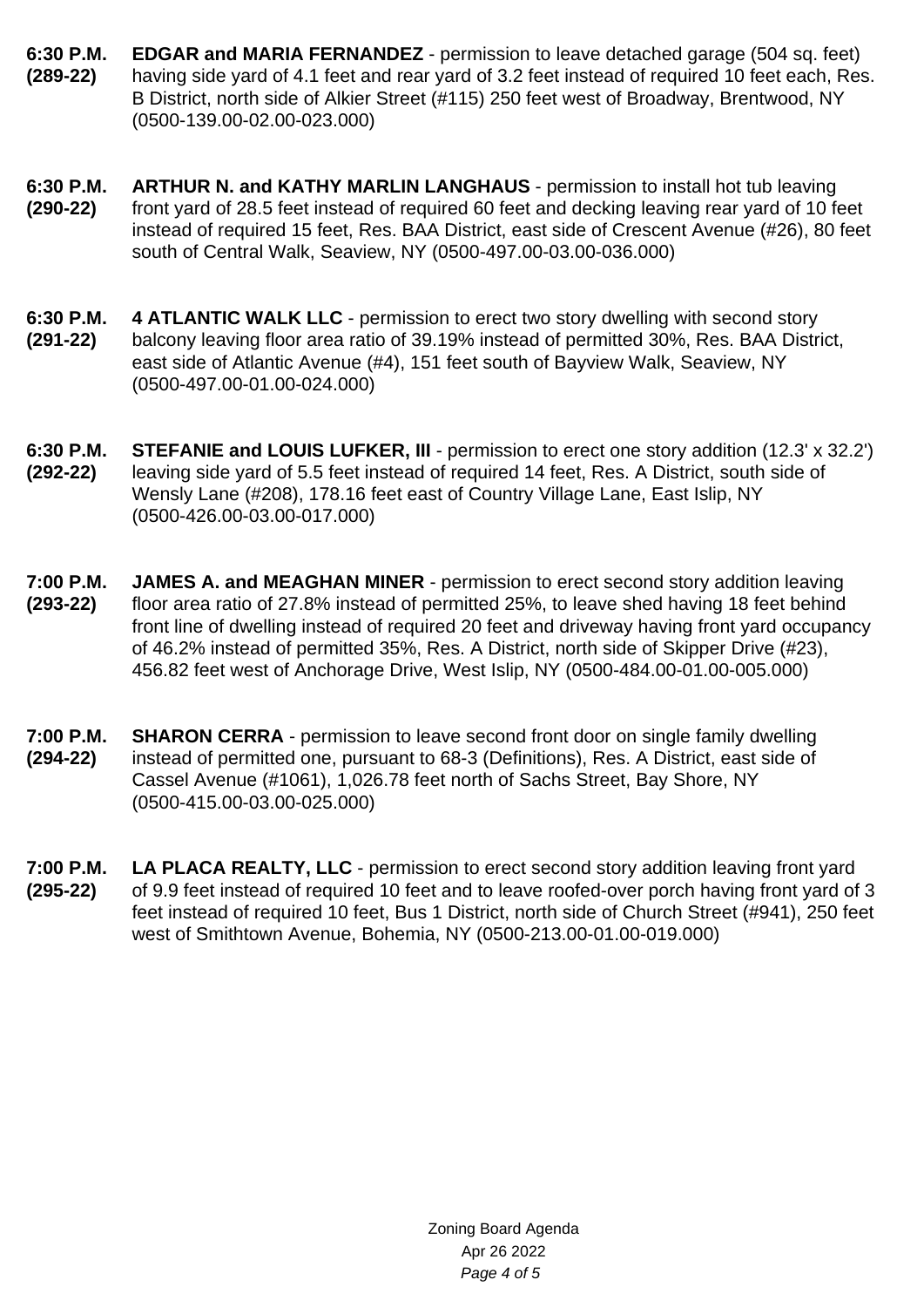**6:30 P.M. (289-22)** **EDGAR and MARIA FERNANDEZ** - permission to leave detached garage (504 sq. feet) having side yard of 4.1 feet and rear yard of 3.2 feet instead of required 10 feet each, Res. B District, north side of Alkier Street (#115) 250 feet west of Broadway, Brentwood, NY (0500-139.00-02.00-023.000)

**6:30 P.M. (290-22)** **ARTHUR N. and KATHY MARLIN LANGHAUS** - permission to install hot tub leaving front yard of 28.5 feet instead of required 60 feet and decking leaving rear yard of 10 feet instead of required 15 feet, Res. BAA District, east side of Crescent Avenue (#26), 80 feet south of Central Walk, Seaview, NY (0500-497.00-03.00-036.000)

**6:30 P.M. (291-22)** **4 ATLANTIC WALK LLC** - permission to erect two story dwelling with second story balcony leaving floor area ratio of 39.19% instead of permitted 30%, Res. BAA District, east side of Atlantic Avenue (#4), 151 feet south of Bayview Walk, Seaview, NY (0500-497.00-01.00-024.000)

**6:30 P.M. (292-22)** **STEFANIE and LOUIS LUFKER, III** - permission to erect one story addition (12.3' x 32.2') leaving side yard of 5.5 feet instead of required 14 feet, Res. A District, south side of Wensly Lane (#208), 178.16 feet east of Country Village Lane, East Islip, NY (0500-426.00-03.00-017.000)

**7:00 P.M. (293-22)** **JAMES A. and MEAGHAN MINER** - permission to erect second story addition leaving floor area ratio of 27.8% instead of permitted 25%, to leave shed having 18 feet behind front line of dwelling instead of required 20 feet and driveway having front yard occupancy of 46.2% instead of permitted 35%, Res. A District, north side of Skipper Drive (#23), 456.82 feet west of Anchorage Drive, West Islip, NY (0500-484.00-01.00-005.000)

**7:00 P.M. (294-22)** **SHARON CERRA** - permission to leave second front door on single family dwelling instead of permitted one, pursuant to 68-3 (Definitions), Res. A District, east side of Cassel Avenue (#1061), 1,026.78 feet north of Sachs Street, Bay Shore, NY (0500-415.00-03.00-025.000)

**7:00 P.M. (295-22)** **LA PLACA REALTY, LLC** - permission to erect second story addition leaving front yard of 9.9 feet instead of required 10 feet and to leave roofed-over porch having front yard of 3 feet instead of required 10 feet, Bus 1 District, north side of Church Street (#941), 250 feet west of Smithtown Avenue, Bohemia, NY (0500-213.00-01.00-019.000)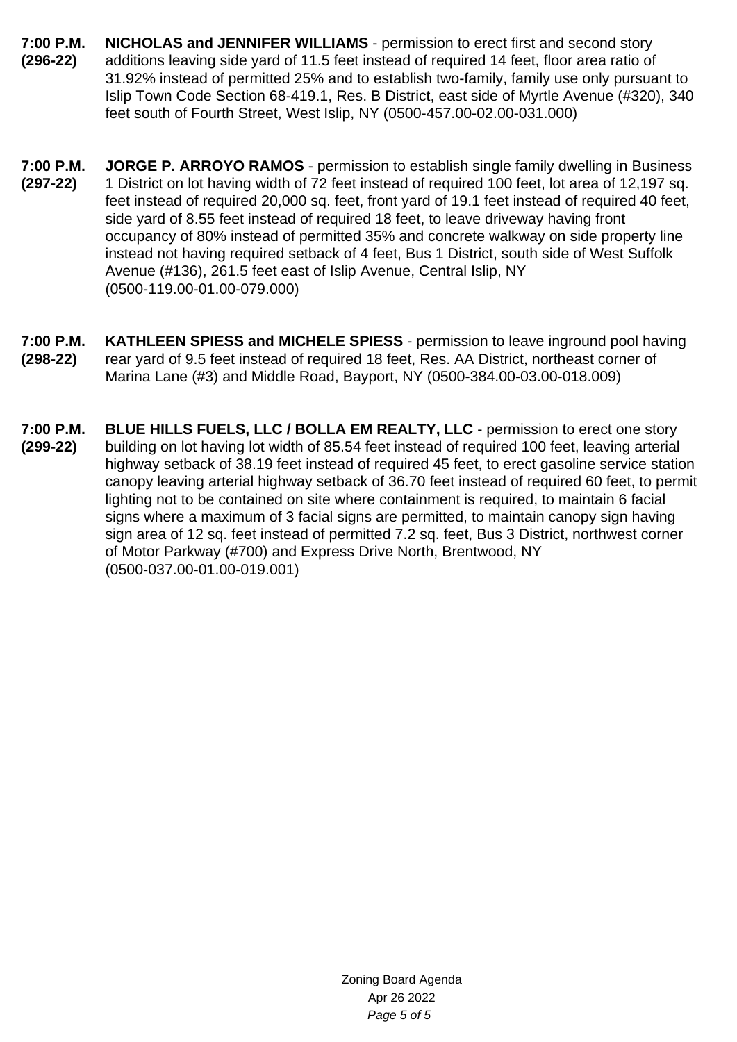**7:00 P.M.**
**(296-22)**

**NICHOLAS and JENNIFER WILLIAMS** - permission to erect first and second story additions leaving side yard of 11.5 feet instead of required 14 feet, floor area ratio of 31.92% instead of permitted 25% and to establish two-family, family use only pursuant to Islip Town Code Section 68-419.1, Res. B District, east side of Myrtle Avenue (#320), 340 feet south of Fourth Street, West Islip, NY (0500-457.00-02.00-031.000)

**7:00 P.M.**
**(297-22)**

**JORGE P. ARROYO RAMOS** - permission to establish single family dwelling in Business 1 District on lot having width of 72 feet instead of required 100 feet, lot area of 12,197 sq. feet instead of required 20,000 sq. feet, front yard of 19.1 feet instead of required 40 feet, side yard of 8.55 feet instead of required 18 feet, to leave driveway having front occupancy of 80% instead of permitted 35% and concrete walkway on side property line instead not having required setback of 4 feet, Bus 1 District, south side of West Suffolk Avenue (#136), 261.5 feet east of Islip Avenue, Central Islip, NY (0500-119.00-01.00-079.000)

**7:00 P.M.**
**(298-22)**

**KATHLEEN SPIESS and MICHELE SPIESS** - permission to leave inground pool having rear yard of 9.5 feet instead of required 18 feet, Res. AA District, northeast corner of Marina Lane (#3) and Middle Road, Bayport, NY (0500-384.00-03.00-018.009)

**7:00 P.M.**
**(299-22)**

**BLUE HILLS FUELS, LLC / BOLLA EM REALTY, LLC** - permission to erect one story building on lot having lot width of 85.54 feet instead of required 100 feet, leaving arterial highway setback of 38.19 feet instead of required 45 feet, to erect gasoline service station canopy leaving arterial highway setback of 36.70 feet instead of required 60 feet, to permit lighting not to be contained on site where containment is required, to maintain 6 facial signs where a maximum of 3 facial signs are permitted, to maintain canopy sign having sign area of 12 sq. feet instead of permitted 7.2 sq. feet, Bus 3 District, northwest corner of Motor Parkway (#700) and Express Drive North, Brentwood, NY (0500-037.00-01.00-019.001)